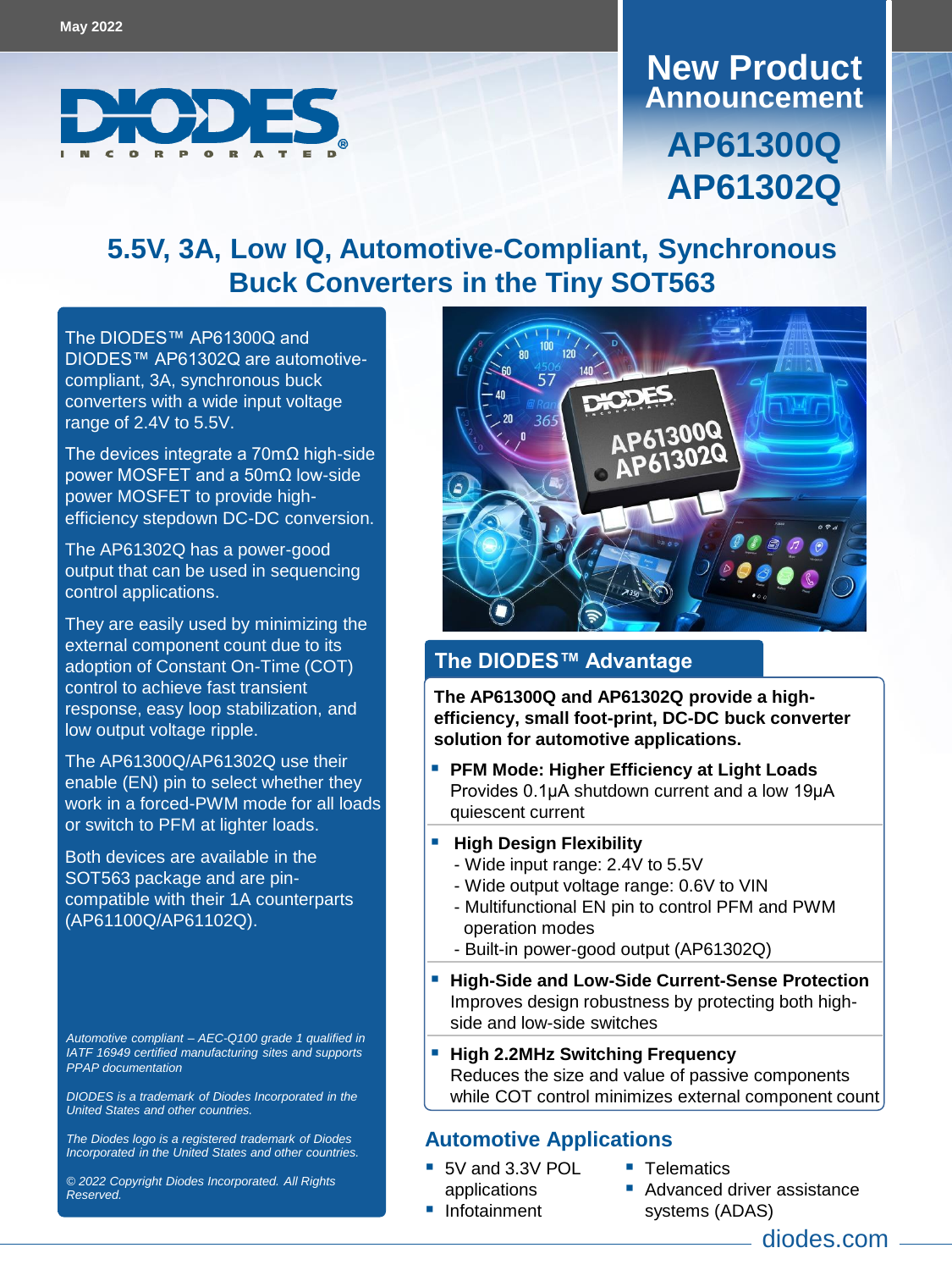May 2022

DIODES INCORPORATED

# New Product Announcement

# AP61300Q AP61302Q

## 5.5V, 3A, Low IQ, Automotive-Compliant, Synchronous Buck Converters in the Tiny SOT563

The DIODES™ AP61300Q and DIODES™ AP61302Q are automotive-compliant, 3A, synchronous buck converters with a wide input voltage range of 2.4V to 5.5V.

The devices integrate a 70mΩ high-side power MOSFET and a 50mΩ low-side power MOSFET to provide high-efficiency stepdown DC-DC conversion.

The AP61302Q has a power-good output that can be used in sequencing control applications.

They are easily used by minimizing the external component count due to its adoption of Constant On-Time (COT) control to achieve fast transient response, easy loop stabilization, and low output voltage ripple.

The AP61300Q/AP61302Q use their enable (EN) pin to select whether they work in a forced-PWM mode for all loads or switch to PFM at lighter loads.

Both devices are available in the SOT563 package and are pin-compatible with their 1A counterparts (AP61100Q/AP61102Q).

*Automotive compliant – AEC-Q100 grade 1 qualified in IATF 16949 certified manufacturing sites and supports PPAP documentation*

*DIODES is a trademark of Diodes Incorporated in the United States and other countries.*

*The Diodes logo is a registered trademark of Diodes Incorporated in the United States and other countries.*

*© 2022 Copyright Diodes Incorporated. All Rights Reserved.*

## The DIODES™ Advantage

**The AP61300Q and AP61302Q provide a high-efficiency, small foot-print, DC-DC buck converter solution for automotive applications.**

- **PFM Mode: Higher Efficiency at Light Loads**
  Provides 0.1µA shutdown current and a low 19µA quiescent current
- **High Design Flexibility**
  - Wide input range: 2.4V to 5.5V
  - Wide output voltage range: 0.6V to VIN
  - Multifunctional EN pin to control PFM and PWM operation modes
  - Built-in power-good output (AP61302Q)
- **High-Side and Low-Side Current-Sense Protection**
  Improves design robustness by protecting both high-side and low-side switches
- **High 2.2MHz Switching Frequency**
  Reduces the size and value of passive components while COT control minimizes external component count

## Automotive Applications

- 5V and 3.3V POL applications
- Infotainment
- Telematics
- Advanced driver assistance systems (ADAS)

diodes.com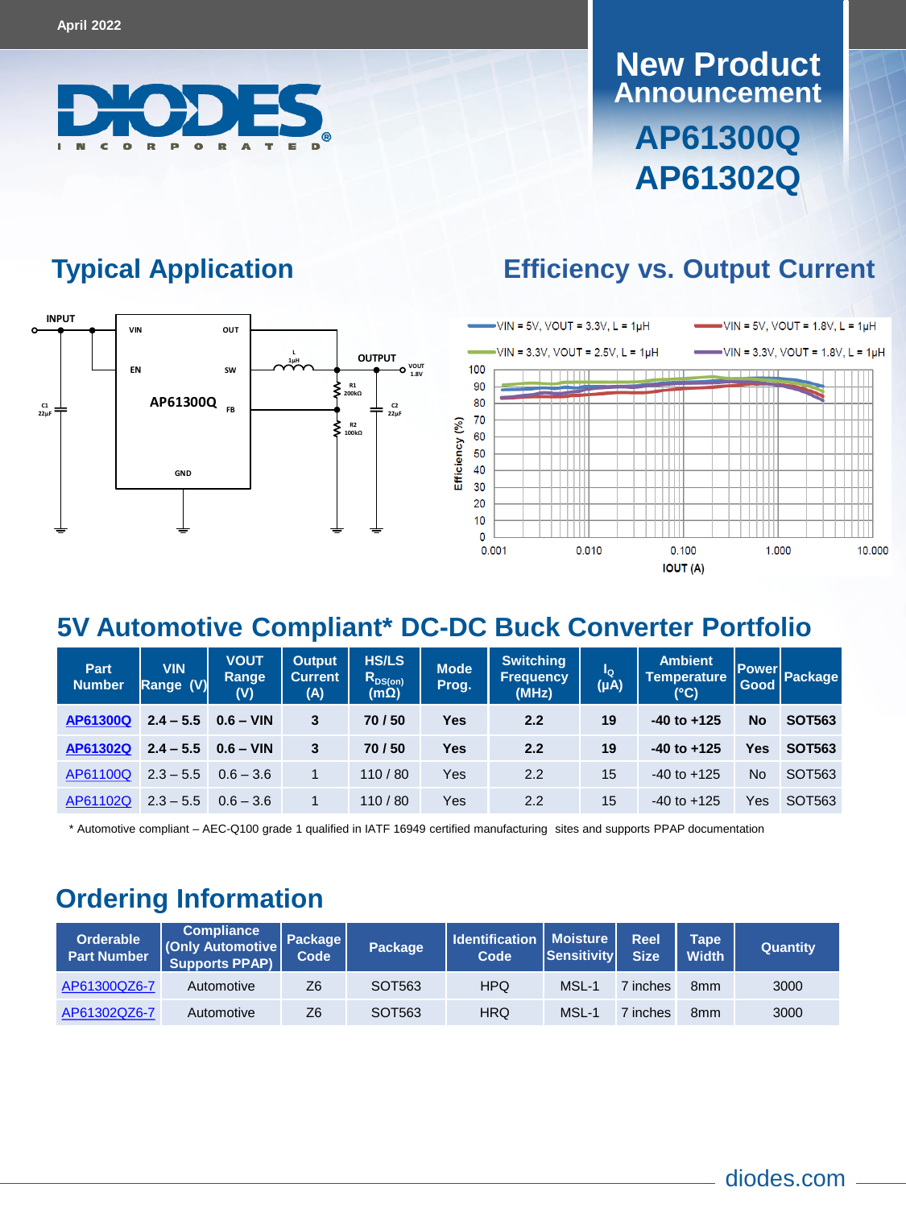April 2022

DIODES INCORPORATED

# New Product Announcement
# AP61300Q
# AP61302Q

## Typical Application

INPUT
VIN
OUT
EN
SW
AP61300Q
FB
GND
C1 22µF
L 1µH
OUTPUT
VOUT 1.8V
R1 200kΩ
R2 100kΩ
C2 22µF

## Efficiency vs. Output Current

VIN = 5V, VOUT = 3.3V, L = 1µH
VIN = 5V, VOUT = 1.8V, L = 1µH
VIN = 3.3V, VOUT = 2.5V, L = 1µH
VIN = 3.3V, VOUT = 1.8V, L = 1µH

Efficiency (%)
100
90
80
70
60
50
40
30
20
10
0
0.001
0.010
0.100
1.000
10.000
IOUT (A)

## 5V Automotive Compliant* DC-DC Buck Converter Portfolio

| Part Number | VIN Range (V) | VOUT Range (V) | Output Current (A) | HS/LS $R_{DS(on)}$ (mΩ) | Mode Prog. | Switching Frequency (MHz) | $I_Q$ (µA) | Ambient Temperature (°C) | Power Good | Package |
|---|---|---|---|---|---|---|---|---|---|---|
| **AP61300Q** | **2.4 – 5.5** | **0.6 – VIN** | **3** | **70 / 50** | **Yes** | **2.2** | **19** | **-40 to +125** | **No** | **SOT563** |
| **AP61302Q** | **2.4 – 5.5** | **0.6 – VIN** | **3** | **70 / 50** | **Yes** | **2.2** | **19** | **-40 to +125** | **Yes** | **SOT563** |
| AP61100Q | 2.3 – 5.5 | 0.6 – 3.6 | 1 | 110 / 80 | Yes | 2.2 | 15 | -40 to +125 | No | SOT563 |
| AP61102Q | 2.3 – 5.5 | 0.6 – 3.6 | 1 | 110 / 80 | Yes | 2.2 | 15 | -40 to +125 | Yes | SOT563 |

* Automotive compliant – AEC-Q100 grade 1 qualified in IATF 16949 certified manufacturing sites and supports PPAP documentation

## Ordering Information

| Orderable Part Number | Compliance (Only Automotive Supports PPAP) | Package Code | Package | Identification Code | Moisture Sensitivity | Reel Size | Tape Width | Quantity |
|---|---|---|---|---|---|---|---|---|
| AP61300QZ6-7 | Automotive | Z6 | SOT563 | HPQ | MSL-1 | 7 inches | 8mm | 3000 |
| AP61302QZ6-7 | Automotive | Z6 | SOT563 | HRQ | MSL-1 | 7 inches | 8mm | 3000 |

diodes.com